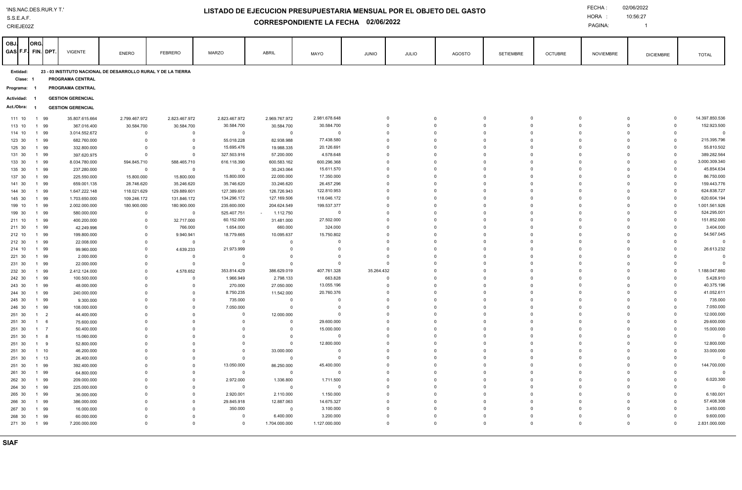'INS.NAC.DES.RUR.Y T.'
S.S.E.A.F.
CRIEJE02Z

# LISTADO DE EJECUCION PRESUPUESTARIA MENSUAL POR EL OBJETO DEL GASTO

## CORRESPONDIENTE LA FECHA 02/06/2022

FECHA : 02/06/2022
HORA : 10:56:27
PAGINA: 1

**Entidad:** 23 - 03 INSTITUTO NACIONAL DE DESARROLLO RURAL Y DE LA TIERRA
**Clase:** 1 PROGRAMA CENTRAL
**Programa:** 1 PROGRAMA CENTRAL
**Actividad:** 1 GESTION GERENCIAL
**Act./Obra:** 1 GESTION GERENCIAL

| OBJ. GAS | F.F. | ORG. FIN. | DPT. | VIGENTE | ENERO | FEBRERO | MARZO | ABRIL | MAYO | JUNIO | JULIO | AGOSTO | SETIEMBRE | OCTUBRE | NOVIEMBRE | DICIEMBRE | TOTAL |
|---|---|---|---|---|---|---|---|---|---|---|---|---|---|---|---|---|---|
| 111 | 10 | 1 | 99 | 35.807.615.664 | 2.799.467.972 | 2.823.467.972 | 2.823.467.972 | 2.969.767.972 | 2.981.678.648 | 0 | 0 | 0 | 0 | 0 | 0 | 0 | 14.397.850.536 |
| 113 | 10 | 1 | 99 | 367.016.400 | 30.584.700 | 30.584.700 | 30.584.700 | 30.584.700 | 30.584.700 | 0 | 0 | 0 | 0 | 0 | 0 | 0 | 152.923.500 |
| 114 | 10 | 1 | 99 | 3.014.552.672 | 0 | 0 | 0 | 0 | 0 | 0 | 0 | 0 | 0 | 0 | 0 | 0 | 0 |
| 123 | 30 | 1 | 99 | 682.760.000 | 0 | 0 | 55.018.228 | 82.938.988 | 77.438.580 | 0 | 0 | 0 | 0 | 0 | 0 | 0 | 215.395.796 |
| 125 | 30 | 1 | 99 | 332.800.000 | 0 | 0 | 15.695.476 | 19.988.335 | 20.126.691 | 0 | 0 | 0 | 0 | 0 | 0 | 0 | 55.810.502 |
| 131 | 30 | 1 | 99 | 397.620.975 | 0 | 0 | 327.503.916 | 57.200.000 | 4.578.648 | 0 | 0 | 0 | 0 | 0 | 0 | 0 | 389.282.564 |
| 133 | 30 | 1 | 99 | 8.034.780.000 | 594.845.710 | 588.465.710 | 616.118.390 | 600.583.162 | 600.296.368 | 0 | 0 | 0 | 0 | 0 | 0 | 0 | 3.000.309.340 |
| 135 | 30 | 1 | 99 | 237.280.000 | 0 | 0 | 0 | 30.243.064 | 15.611.570 | 0 | 0 | 0 | 0 | 0 | 0 | 0 | 45.854.634 |
| 137 | 30 | 1 | 99 | 225.550.000 | 15.800.000 | 15.800.000 | 15.800.000 | 22.000.000 | 17.350.000 | 0 | 0 | 0 | 0 | 0 | 0 | 0 | 86.750.000 |
| 141 | 30 | 1 | 99 | 659.001.135 | 28.746.620 | 35.246.620 | 35.746.620 | 33.246.620 | 26.457.296 | 0 | 0 | 0 | 0 | 0 | 0 | 0 | 159.443.776 |
| 144 | 30 | 1 | 99 | 1.647.222.148 | 118.021.629 | 129.889.601 | 127.389.601 | 126.726.943 | 122.810.953 | 0 | 0 | 0 | 0 | 0 | 0 | 0 | 624.838.727 |
| 145 | 30 | 1 | 99 | 1.703.650.000 | 109.246.172 | 131.846.172 | 134.296.172 | 127.169.506 | 118.046.172 | 0 | 0 | 0 | 0 | 0 | 0 | 0 | 620.604.194 |
| 199 | 10 | 1 | 99 | 2.002.000.000 | 180.900.000 | 180.900.000 | 235.600.000 | 204.624.549 | 199.537.377 | 0 | 0 | 0 | 0 | 0 | 0 | 0 | 1.001.561.926 |
| 199 | 30 | 1 | 99 | 580.000.000 | 0 | 0 | 525.407.751 | - 1.112.750 | 0 | 0 | 0 | 0 | 0 | 0 | 0 | 0 | 524.295.001 |
| 211 | 10 | 1 | 99 | 400.200.000 | 0 | 32.717.000 | 60.152.000 | 31.481.000 | 27.502.000 | 0 | 0 | 0 | 0 | 0 | 0 | 0 | 151.852.000 |
| 211 | 30 | 1 | 99 | 42.249.996 | 0 | 766.000 | 1.654.000 | 660.000 | 324.000 | 0 | 0 | 0 | 0 | 0 | 0 | 0 | 3.404.000 |
| 212 | 10 | 1 | 99 | 199.800.000 | 0 | 9.940.941 | 18.779.665 | 10.095.637 | 15.750.802 | 0 | 0 | 0 | 0 | 0 | 0 | 0 | 54.567.045 |
| 212 | 30 | 1 | 99 | 22.008.000 | 0 | 0 | 0 | 0 | 0 | 0 | 0 | 0 | 0 | 0 | 0 | 0 | 0 |
| 214 | 10 | 1 | 99 | 99.960.000 | 0 | 4.639.233 | 21.973.999 | 0 | 0 | 0 | 0 | 0 | 0 | 0 | 0 | 0 | 26.613.232 |
| 221 | 30 | 1 | 99 | 2.000.000 | 0 | 0 | 0 | 0 | 0 | 0 | 0 | 0 | 0 | 0 | 0 | 0 | 0 |
| 231 | 30 | 1 | 99 | 22.000.000 | 0 | 0 | 0 | 0 | 0 | 0 | 0 | 0 | 0 | 0 | 0 | 0 | 0 |
| 232 | 30 | 1 | 99 | 2.412.124.000 | 0 | 4.578.652 | 353.814.429 | 386.629.019 | 407.761.328 | 35.264.432 | 0 | 0 | 0 | 0 | 0 | 0 | 1.188.047.860 |
| 242 | 30 | 1 | 99 | 100.500.000 | 0 | 0 | 1.966.949 | 2.798.133 | 663.828 | 0 | 0 | 0 | 0 | 0 | 0 | 0 | 5.428.910 |
| 243 | 30 | 1 | 99 | 48.000.000 | 0 | 0 | 270.000 | 27.050.000 | 13.055.196 | 0 | 0 | 0 | 0 | 0 | 0 | 0 | 40.375.196 |
| 244 | 30 | 1 | 99 | 240.000.000 | 0 | 0 | 8.750.235 | 11.542.000 | 20.760.376 | 0 | 0 | 0 | 0 | 0 | 0 | 0 | 41.052.611 |
| 245 | 30 | 1 | 99 | 9.300.000 | 0 | 0 | 735.000 | 0 | 0 | 0 | 0 | 0 | 0 | 0 | 0 | 0 | 735.000 |
| 246 | 30 | 1 | 99 | 108.000.000 | 0 | 0 | 7.050.000 | 0 | 0 | 0 | 0 | 0 | 0 | 0 | 0 | 0 | 7.050.000 |
| 251 | 30 | 1 | 2 | 44.400.000 | 0 | 0 | 0 | 12.000.000 | 0 | 0 | 0 | 0 | 0 | 0 | 0 | 0 | 12.000.000 |
| 251 | 30 | 1 | 6 | 75.600.000 | 0 | 0 | 0 | 0 | 29.600.000 | 0 | 0 | 0 | 0 | 0 | 0 | 0 | 29.600.000 |
| 251 | 30 | 1 | 7 | 50.400.000 | 0 | 0 | 0 | 0 | 15.000.000 | 0 | 0 | 0 | 0 | 0 | 0 | 0 | 15.000.000 |
| 251 | 30 | 1 | 8 | 15.060.000 | 0 | 0 | 0 | 0 | 0 | 0 | 0 | 0 | 0 | 0 | 0 | 0 | 0 |
| 251 | 30 | 1 | 9 | 52.800.000 | 0 | 0 | 0 | 0 | 12.800.000 | 0 | 0 | 0 | 0 | 0 | 0 | 0 | 12.800.000 |
| 251 | 30 | 1 | 10 | 46.200.000 | 0 | 0 | 0 | 33.000.000 | 0 | 0 | 0 | 0 | 0 | 0 | 0 | 0 | 33.000.000 |
| 251 | 30 | 1 | 13 | 26.400.000 | 0 | 0 | 0 | 0 | 0 | 0 | 0 | 0 | 0 | 0 | 0 | 0 | 0 |
| 251 | 30 | 1 | 99 | 392.400.000 | 0 | 0 | 13.050.000 | 86.250.000 | 45.400.000 | 0 | 0 | 0 | 0 | 0 | 0 | 0 | 144.700.000 |
| 261 | 30 | 1 | 99 | 64.800.000 | 0 | 0 | 0 | 0 | 0 | 0 | 0 | 0 | 0 | 0 | 0 | 0 | 0 |
| 262 | 30 | 1 | 99 | 209.000.000 | 0 | 0 | 2.972.000 | 1.336.800 | 1.711.500 | 0 | 0 | 0 | 0 | 0 | 0 | 0 | 6.020.300 |
| 264 | 30 | 1 | 99 | 225.000.000 | 0 | 0 | 0 | 0 | 0 | 0 | 0 | 0 | 0 | 0 | 0 | 0 | 0 |
| 265 | 30 | 1 | 99 | 36.000.000 | 0 | 0 | 2.920.001 | 2.110.000 | 1.150.000 | 0 | 0 | 0 | 0 | 0 | 0 | 0 | 6.180.001 |
| 266 | 30 | 1 | 99 | 386.000.000 | 0 | 0 | 29.845.918 | 12.887.063 | 14.675.327 | 0 | 0 | 0 | 0 | 0 | 0 | 0 | 57.408.308 |
| 267 | 30 | 1 | 99 | 16.000.000 | 0 | 0 | 350.000 | 0 | 3.100.000 | 0 | 0 | 0 | 0 | 0 | 0 | 0 | 3.450.000 |
| 268 | 30 | 1 | 99 | 60.000.000 | 0 | 0 | 0 | 6.400.000 | 3.200.000 | 0 | 0 | 0 | 0 | 0 | 0 | 0 | 9.600.000 |
| 271 | 30 | 1 | 99 | 7.200.000.000 | 0 | 0 | 0 | 1.704.000.000 | 1.127.000.000 | 0 | 0 | 0 | 0 | 0 | 0 | 0 | 2.831.000.000 |

**SIAF**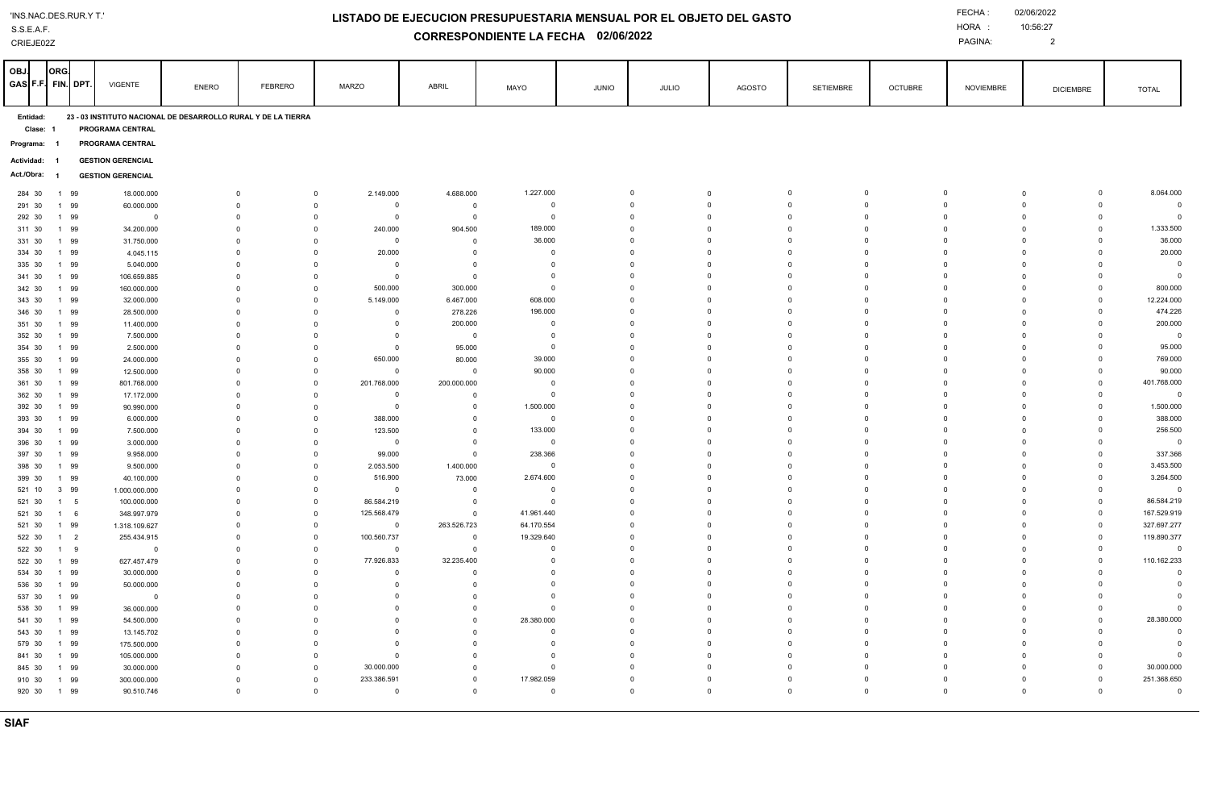'INS.NAC.DES.RUR.Y T.'
S.S.E.A.F.
CRIEJE02Z

# LISTADO DE EJECUCION PRESUPUESTARIA MENSUAL POR EL OBJETO DEL GASTO

## CORRESPONDIENTE LA FECHA 02/06/2022

FECHA : 02/06/2022
HORA : 10:56:27
PAGINA: 2

**Entidad:** 23 - 03 INSTITUTO NACIONAL DE DESARROLLO RURAL Y DE LA TIERRA
**Clase:** 1 PROGRAMA CENTRAL
**Programa:** 1 PROGRAMA CENTRAL
**Actividad:** 1 GESTION GERENCIAL
**Act./Obra:** 1 GESTION GERENCIAL

| OBJ. GAS | F.F. | ORG. FIN. | DPT. | VIGENTE | ENERO | FEBRERO | MARZO | ABRIL | MAYO | JUNIO | JULIO | AGOSTO | SETIEMBRE | OCTUBRE | NOVIEMBRE | DICIEMBRE | TOTAL |
|---|---|---|---|---|---|---|---|---|---|---|---|---|---|---|---|---|---|
| 284 | 30 | 1 | 99 | 18.000.000 | 0 | 0 | 2.149.000 | 4.688.000 | 1.227.000 | 0 | 0 | 0 | 0 | 0 | 0 | 0 | 8.064.000 |
| 291 | 30 | 1 | 99 | 60.000.000 | 0 | 0 | 0 | 0 | 0 | 0 | 0 | 0 | 0 | 0 | 0 | 0 | 0 |
| 292 | 30 | 1 | 99 | 0 | 0 | 0 | 0 | 0 | 0 | 0 | 0 | 0 | 0 | 0 | 0 | 0 | 0 |
| 311 | 30 | 1 | 99 | 34.200.000 | 0 | 0 | 240.000 | 904.500 | 189.000 | 0 | 0 | 0 | 0 | 0 | 0 | 0 | 1.333.500 |
| 331 | 30 | 1 | 99 | 31.750.000 | 0 | 0 | 0 | 0 | 36.000 | 0 | 0 | 0 | 0 | 0 | 0 | 0 | 36.000 |
| 334 | 30 | 1 | 99 | 4.045.115 | 0 | 0 | 20.000 | 0 | 0 | 0 | 0 | 0 | 0 | 0 | 0 | 0 | 20.000 |
| 335 | 30 | 1 | 99 | 5.040.000 | 0 | 0 | 0 | 0 | 0 | 0 | 0 | 0 | 0 | 0 | 0 | 0 | 0 |
| 341 | 30 | 1 | 99 | 106.659.885 | 0 | 0 | 0 | 0 | 0 | 0 | 0 | 0 | 0 | 0 | 0 | 0 | 0 |
| 342 | 30 | 1 | 99 | 160.000.000 | 0 | 0 | 500.000 | 300.000 | 0 | 0 | 0 | 0 | 0 | 0 | 0 | 0 | 800.000 |
| 343 | 30 | 1 | 99 | 32.000.000 | 0 | 0 | 5.149.000 | 6.467.000 | 608.000 | 0 | 0 | 0 | 0 | 0 | 0 | 0 | 12.224.000 |
| 346 | 30 | 1 | 99 | 28.500.000 | 0 | 0 | 0 | 278.226 | 196.000 | 0 | 0 | 0 | 0 | 0 | 0 | 0 | 474.226 |
| 351 | 30 | 1 | 99 | 11.400.000 | 0 | 0 | 0 | 200.000 | 0 | 0 | 0 | 0 | 0 | 0 | 0 | 0 | 200.000 |
| 352 | 30 | 1 | 99 | 7.500.000 | 0 | 0 | 0 | 0 | 0 | 0 | 0 | 0 | 0 | 0 | 0 | 0 | 0 |
| 354 | 30 | 1 | 99 | 2.500.000 | 0 | 0 | 0 | 95.000 | 0 | 0 | 0 | 0 | 0 | 0 | 0 | 0 | 95.000 |
| 355 | 30 | 1 | 99 | 24.000.000 | 0 | 0 | 650.000 | 80.000 | 39.000 | 0 | 0 | 0 | 0 | 0 | 0 | 0 | 769.000 |
| 358 | 30 | 1 | 99 | 12.500.000 | 0 | 0 | 0 | 0 | 90.000 | 0 | 0 | 0 | 0 | 0 | 0 | 0 | 90.000 |
| 361 | 30 | 1 | 99 | 801.768.000 | 0 | 0 | 201.768.000 | 200.000.000 | 0 | 0 | 0 | 0 | 0 | 0 | 0 | 0 | 401.768.000 |
| 362 | 30 | 1 | 99 | 17.172.000 | 0 | 0 | 0 | 0 | 0 | 0 | 0 | 0 | 0 | 0 | 0 | 0 | 0 |
| 392 | 30 | 1 | 99 | 90.990.000 | 0 | 0 | 0 | 0 | 1.500.000 | 0 | 0 | 0 | 0 | 0 | 0 | 0 | 1.500.000 |
| 393 | 30 | 1 | 99 | 6.000.000 | 0 | 0 | 388.000 | 0 | 0 | 0 | 0 | 0 | 0 | 0 | 0 | 0 | 388.000 |
| 394 | 30 | 1 | 99 | 7.500.000 | 0 | 0 | 123.500 | 0 | 133.000 | 0 | 0 | 0 | 0 | 0 | 0 | 0 | 256.500 |
| 396 | 30 | 1 | 99 | 3.000.000 | 0 | 0 | 0 | 0 | 0 | 0 | 0 | 0 | 0 | 0 | 0 | 0 | 0 |
| 397 | 30 | 1 | 99 | 9.958.000 | 0 | 0 | 99.000 | 0 | 238.366 | 0 | 0 | 0 | 0 | 0 | 0 | 0 | 337.366 |
| 398 | 30 | 1 | 99 | 9.500.000 | 0 | 0 | 2.053.500 | 1.400.000 | 0 | 0 | 0 | 0 | 0 | 0 | 0 | 0 | 3.453.500 |
| 399 | 30 | 1 | 99 | 40.100.000 | 0 | 0 | 516.900 | 73.000 | 2.674.600 | 0 | 0 | 0 | 0 | 0 | 0 | 0 | 3.264.500 |
| 521 | 10 | 3 | 99 | 1.000.000.000 | 0 | 0 | 0 | 0 | 0 | 0 | 0 | 0 | 0 | 0 | 0 | 0 | 0 |
| 521 | 30 | 1 | 5 | 100.000.000 | 0 | 0 | 86.584.219 | 0 | 0 | 0 | 0 | 0 | 0 | 0 | 0 | 0 | 86.584.219 |
| 521 | 30 | 1 | 6 | 348.997.979 | 0 | 0 | 125.568.479 | 0 | 41.961.440 | 0 | 0 | 0 | 0 | 0 | 0 | 0 | 167.529.919 |
| 521 | 30 | 1 | 99 | 1.318.109.627 | 0 | 0 | 0 | 263.526.723 | 64.170.554 | 0 | 0 | 0 | 0 | 0 | 0 | 0 | 327.697.277 |
| 522 | 30 | 1 | 2 | 255.434.915 | 0 | 0 | 100.560.737 | 0 | 19.329.640 | 0 | 0 | 0 | 0 | 0 | 0 | 0 | 119.890.377 |
| 522 | 30 | 1 | 9 | 0 | 0 | 0 | 0 | 0 | 0 | 0 | 0 | 0 | 0 | 0 | 0 | 0 | 0 |
| 522 | 30 | 1 | 99 | 627.457.479 | 0 | 0 | 77.926.833 | 32.235.400 | 0 | 0 | 0 | 0 | 0 | 0 | 0 | 0 | 110.162.233 |
| 534 | 30 | 1 | 99 | 30.000.000 | 0 | 0 | 0 | 0 | 0 | 0 | 0 | 0 | 0 | 0 | 0 | 0 | 0 |
| 536 | 30 | 1 | 99 | 50.000.000 | 0 | 0 | 0 | 0 | 0 | 0 | 0 | 0 | 0 | 0 | 0 | 0 | 0 |
| 537 | 30 | 1 | 99 | 0 | 0 | 0 | 0 | 0 | 0 | 0 | 0 | 0 | 0 | 0 | 0 | 0 | 0 |
| 538 | 30 | 1 | 99 | 36.000.000 | 0 | 0 | 0 | 0 | 0 | 0 | 0 | 0 | 0 | 0 | 0 | 0 | 0 |
| 541 | 30 | 1 | 99 | 54.500.000 | 0 | 0 | 0 | 0 | 28.380.000 | 0 | 0 | 0 | 0 | 0 | 0 | 0 | 28.380.000 |
| 543 | 30 | 1 | 99 | 13.145.702 | 0 | 0 | 0 | 0 | 0 | 0 | 0 | 0 | 0 | 0 | 0 | 0 | 0 |
| 579 | 30 | 1 | 99 | 175.500.000 | 0 | 0 | 0 | 0 | 0 | 0 | 0 | 0 | 0 | 0 | 0 | 0 | 0 |
| 841 | 30 | 1 | 99 | 105.000.000 | 0 | 0 | 0 | 0 | 0 | 0 | 0 | 0 | 0 | 0 | 0 | 0 | 0 |
| 845 | 30 | 1 | 99 | 30.000.000 | 0 | 0 | 30.000.000 | 0 | 0 | 0 | 0 | 0 | 0 | 0 | 0 | 0 | 30.000.000 |
| 910 | 30 | 1 | 99 | 300.000.000 | 0 | 0 | 233.386.591 | 0 | 17.982.059 | 0 | 0 | 0 | 0 | 0 | 0 | 0 | 251.368.650 |
| 920 | 30 | 1 | 99 | 90.510.746 | 0 | 0 | 0 | 0 | 0 | 0 | 0 | 0 | 0 | 0 | 0 | 0 | 0 |

**SIAF**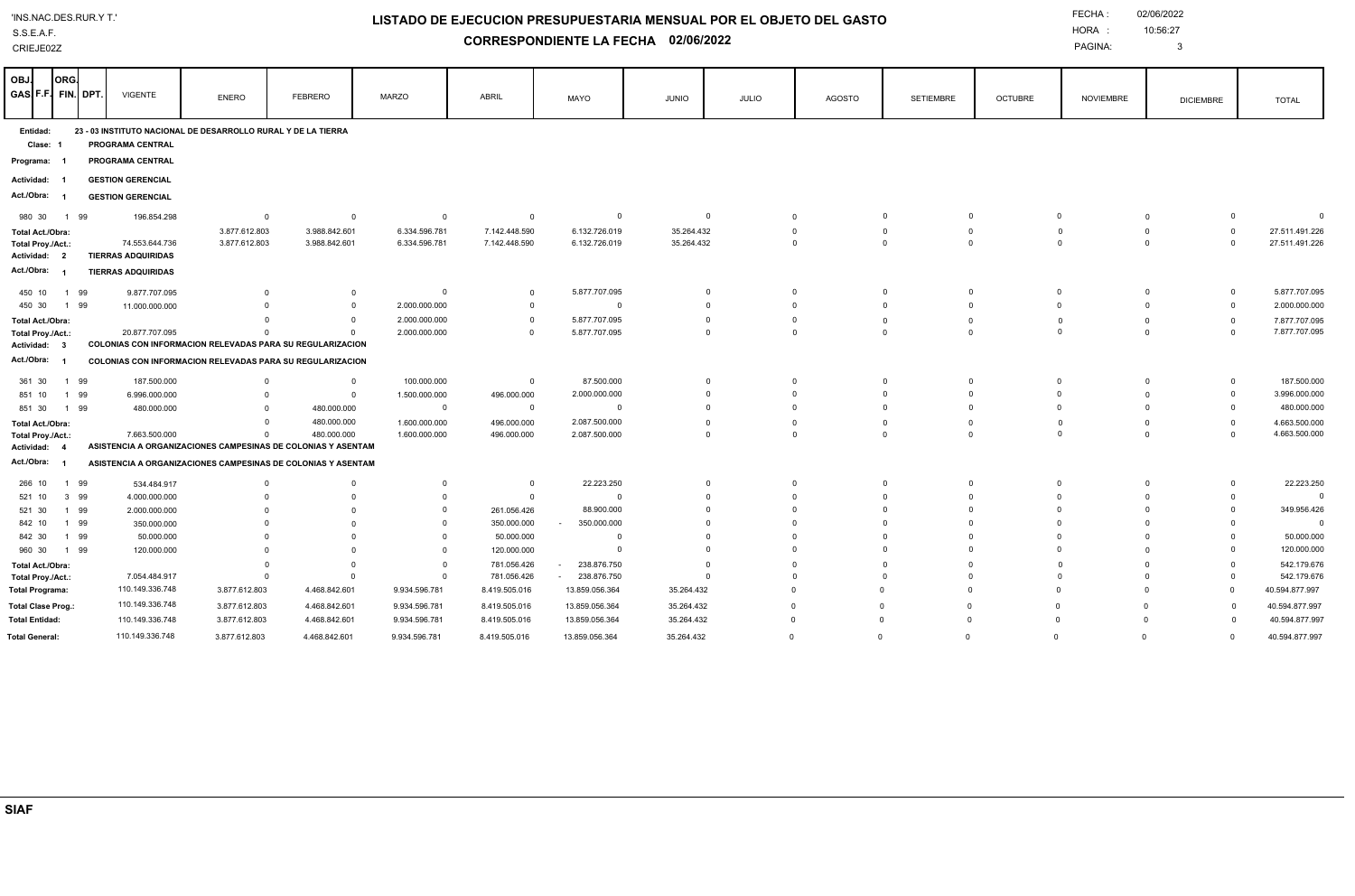'INS.NAC.DES.RUR.Y T.'
S.S.E.A.F.
CRIEJE02Z

# LISTADO DE EJECUCION PRESUPUESTARIA MENSUAL POR EL OBJETO DEL GASTO

## CORRESPONDIENTE LA FECHA 02/06/2022

FECHA : 02/06/2022
HORA : 10:56:27
PAGINA: 3

| OBJ. GAS | F.F. | ORG. FIN. | DPT. | VIGENTE | ENERO | FEBRERO | MARZO | ABRIL | MAYO | JUNIO | JULIO | AGOSTO | SETIEMBRE | OCTUBRE | NOVIEMBRE | DICIEMBRE | TOTAL |
|---|---|---|---|---|---|---|---|---|---|---|---|---|---|---|---|---|---|
| **Entidad:** | | | | **23 - 03 INSTITUTO NACIONAL DE DESARROLLO RURAL Y DE LA TIERRA** | | | | | | | | | | | | | |
| **Clase: 1** | | | | **PROGRAMA CENTRAL** | | | | | | | | | | | | | |
| **Programa: 1** | | | | **PROGRAMA CENTRAL** | | | | | | | | | | | | | |
| **Actividad: 1** | | | | **GESTION GERENCIAL** | | | | | | | | | | | | | |
| **Act./Obra: 1** | | | | **GESTION GERENCIAL** | | | | | | | | | | | | | |
| 980 | 30 | 1 | 99 | 196.854.298 | 0 | 0 | 0 | 0 | 0 | 0 | 0 | 0 | 0 | 0 | 0 | 0 | 0 |
| **Total Act./Obra:** | | | | | 3.877.612.803 | 3.988.842.601 | 6.334.596.781 | 7.142.448.590 | 6.132.726.019 | 35.264.432 | 0 | 0 | 0 | 0 | 0 | 0 | 27.511.491.226 |
| **Total Proy./Act.:** | | | | 74.553.644.736 | 3.877.612.803 | 3.988.842.601 | 6.334.596.781 | 7.142.448.590 | 6.132.726.019 | 35.264.432 | 0 | 0 | 0 | 0 | 0 | 0 | 27.511.491.226 |
| **Actividad: 2** | | | | **TIERRAS ADQUIRIDAS** | | | | | | | | | | | | | |
| **Act./Obra: 1** | | | | **TIERRAS ADQUIRIDAS** | | | | | | | | | | | | | |
| 450 | 10 | 1 | 99 | 9.877.707.095 | 0 | 0 | 0 | 0 | 5.877.707.095 | 0 | 0 | 0 | 0 | 0 | 0 | 0 | 5.877.707.095 |
| 450 | 30 | 1 | 99 | 11.000.000.000 | 0 | 0 | 2.000.000.000 | 0 | 0 | 0 | 0 | 0 | 0 | 0 | 0 | 0 | 2.000.000.000 |
| **Total Act./Obra:** | | | | | 0 | 0 | 2.000.000.000 | 0 | 5.877.707.095 | 0 | 0 | 0 | 0 | 0 | 0 | 0 | 7.877.707.095 |
| **Total Proy./Act.:** | | | | 20.877.707.095 | 0 | 0 | 2.000.000.000 | 0 | 5.877.707.095 | 0 | 0 | 0 | 0 | 0 | 0 | 0 | 7.877.707.095 |
| **Actividad: 3** | | | | **COLONIAS CON INFORMACION RELEVADAS PARA SU REGULARIZACION** | | | | | | | | | | | | | |
| **Act./Obra: 1** | | | | **COLONIAS CON INFORMACION RELEVADAS PARA SU REGULARIZACION** | | | | | | | | | | | | | |
| 361 | 30 | 1 | 99 | 187.500.000 | 0 | 0 | 100.000.000 | 0 | 87.500.000 | 0 | 0 | 0 | 0 | 0 | 0 | 0 | 187.500.000 |
| 851 | 10 | 1 | 99 | 6.996.000.000 | 0 | 0 | 1.500.000.000 | 496.000.000 | 2.000.000.000 | 0 | 0 | 0 | 0 | 0 | 0 | 0 | 3.996.000.000 |
| 851 | 30 | 1 | 99 | 480.000.000 | 0 | 480.000.000 | 0 | 0 | 0 | 0 | 0 | 0 | 0 | 0 | 0 | 0 | 480.000.000 |
| **Total Act./Obra:** | | | | | 0 | 480.000.000 | 1.600.000.000 | 496.000.000 | 2.087.500.000 | 0 | 0 | 0 | 0 | 0 | 0 | 0 | 4.663.500.000 |
| **Total Proy./Act.:** | | | | 7.663.500.000 | 0 | 480.000.000 | 1.600.000.000 | 496.000.000 | 2.087.500.000 | 0 | 0 | 0 | 0 | 0 | 0 | 0 | 4.663.500.000 |
| **Actividad: 4** | | | | **ASISTENCIA A ORGANIZACIONES CAMPESINAS DE COLONIAS Y ASENTAM** | | | | | | | | | | | | | |
| **Act./Obra: 1** | | | | **ASISTENCIA A ORGANIZACIONES CAMPESINAS DE COLONIAS Y ASENTAM** | | | | | | | | | | | | | |
| 266 | 10 | 1 | 99 | 534.484.917 | 0 | 0 | 0 | 0 | 22.223.250 | 0 | 0 | 0 | 0 | 0 | 0 | 0 | 22.223.250 |
| 521 | 10 | 3 | 99 | 4.000.000.000 | 0 | 0 | 0 | 0 | 0 | 0 | 0 | 0 | 0 | 0 | 0 | 0 | 0 |
| 521 | 30 | 1 | 99 | 2.000.000.000 | 0 | 0 | 0 | 261.056.426 | 88.900.000 | 0 | 0 | 0 | 0 | 0 | 0 | 0 | 349.956.426 |
| 842 | 10 | 1 | 99 | 350.000.000 | 0 | 0 | 0 | 350.000.000 | - 350.000.000 | 0 | 0 | 0 | 0 | 0 | 0 | 0 | 0 |
| 842 | 30 | 1 | 99 | 50.000.000 | 0 | 0 | 0 | 50.000.000 | 0 | 0 | 0 | 0 | 0 | 0 | 0 | 0 | 50.000.000 |
| 960 | 30 | 1 | 99 | 120.000.000 | 0 | 0 | 0 | 120.000.000 | 0 | 0 | 0 | 0 | 0 | 0 | 0 | 0 | 120.000.000 |
| **Total Act./Obra:** | | | | | 0 | 0 | 0 | 781.056.426 | - 238.876.750 | 0 | 0 | 0 | 0 | 0 | 0 | 0 | 542.179.676 |
| **Total Proy./Act.:** | | | | 7.054.484.917 | 0 | 0 | 0 | 781.056.426 | - 238.876.750 | 0 | 0 | 0 | 0 | 0 | 0 | 0 | 542.179.676 |
| **Total Programa:** | | | | 110.149.336.748 | 3.877.612.803 | 4.468.842.601 | 9.934.596.781 | 8.419.505.016 | 13.859.056.364 | 35.264.432 | 0 | 0 | 0 | 0 | 0 | 0 | 40.594.877.997 |
| **Total Clase Prog.:** | | | | 110.149.336.748 | 3.877.612.803 | 4.468.842.601 | 9.934.596.781 | 8.419.505.016 | 13.859.056.364 | 35.264.432 | 0 | 0 | 0 | 0 | 0 | 0 | 40.594.877.997 |
| **Total Entidad:** | | | | 110.149.336.748 | 3.877.612.803 | 4.468.842.601 | 9.934.596.781 | 8.419.505.016 | 13.859.056.364 | 35.264.432 | 0 | 0 | 0 | 0 | 0 | 0 | 40.594.877.997 |
| **Total General:** | | | | 110.149.336.748 | 3.877.612.803 | 4.468.842.601 | 9.934.596.781 | 8.419.505.016 | 13.859.056.364 | 35.264.432 | 0 | 0 | 0 | 0 | 0 | 0 | 40.594.877.997 |

**SIAF**